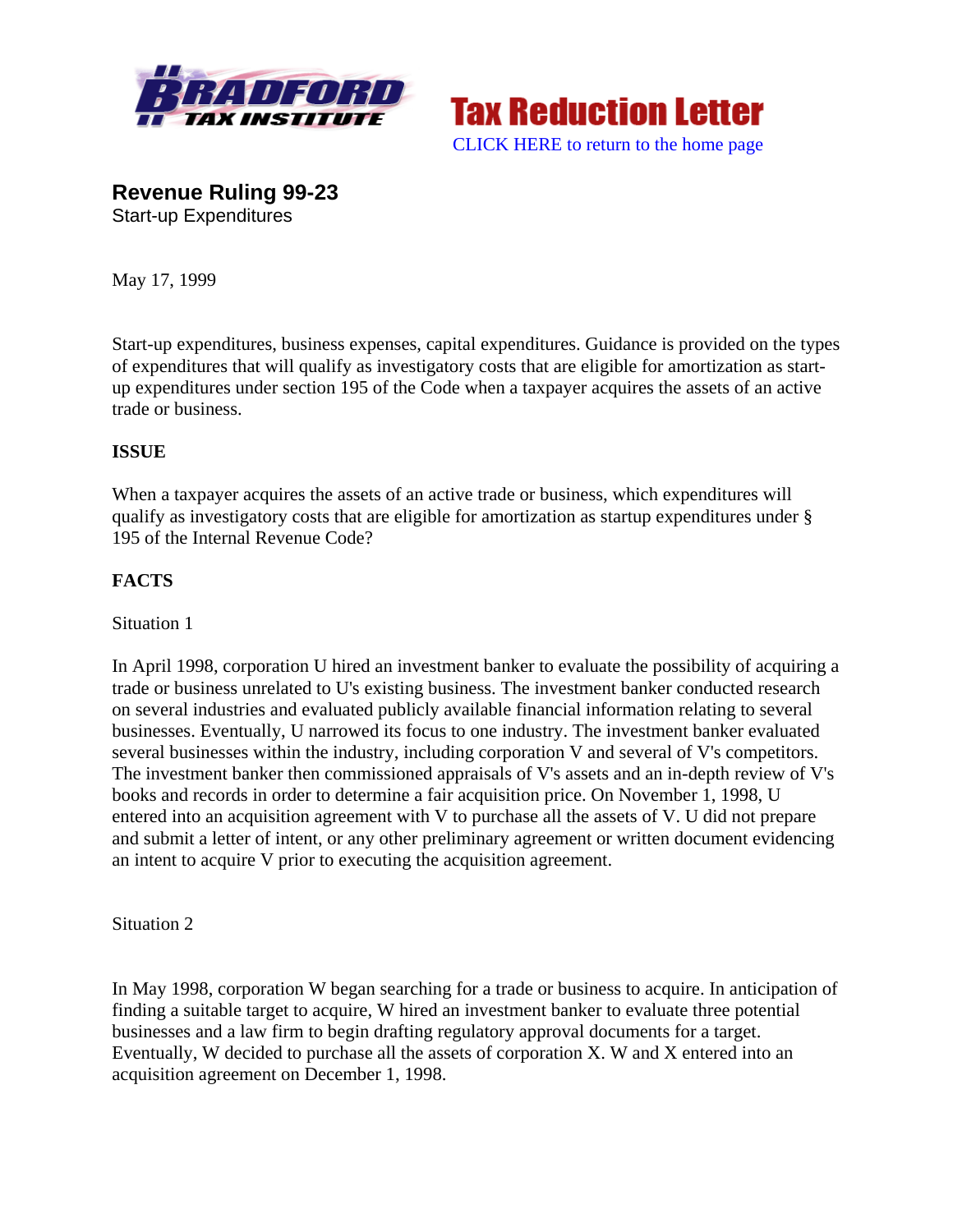Bradford Tax Institute — Tax Reduction Letter

CLICK HERE to return to the home page

## Revenue Ruling 99-23

Start-up Expenditures

May 17, 1999

Start-up expenditures, business expenses, capital expenditures. Guidance is provided on the types of expenditures that will qualify as investigatory costs that are eligible for amortization as start-up expenditures under section 195 of the Code when a taxpayer acquires the assets of an active trade or business.

**ISSUE**

When a taxpayer acquires the assets of an active trade or business, which expenditures will qualify as investigatory costs that are eligible for amortization as startup expenditures under § 195 of the Internal Revenue Code?

**FACTS**

Situation 1

In April 1998, corporation U hired an investment banker to evaluate the possibility of acquiring a trade or business unrelated to U's existing business. The investment banker conducted research on several industries and evaluated publicly available financial information relating to several businesses. Eventually, U narrowed its focus to one industry. The investment banker evaluated several businesses within the industry, including corporation V and several of V's competitors. The investment banker then commissioned appraisals of V's assets and an in-depth review of V's books and records in order to determine a fair acquisition price. On November 1, 1998, U entered into an acquisition agreement with V to purchase all the assets of V. U did not prepare and submit a letter of intent, or any other preliminary agreement or written document evidencing an intent to acquire V prior to executing the acquisition agreement.

Situation 2

In May 1998, corporation W began searching for a trade or business to acquire. In anticipation of finding a suitable target to acquire, W hired an investment banker to evaluate three potential businesses and a law firm to begin drafting regulatory approval documents for a target. Eventually, W decided to purchase all the assets of corporation X. W and X entered into an acquisition agreement on December 1, 1998.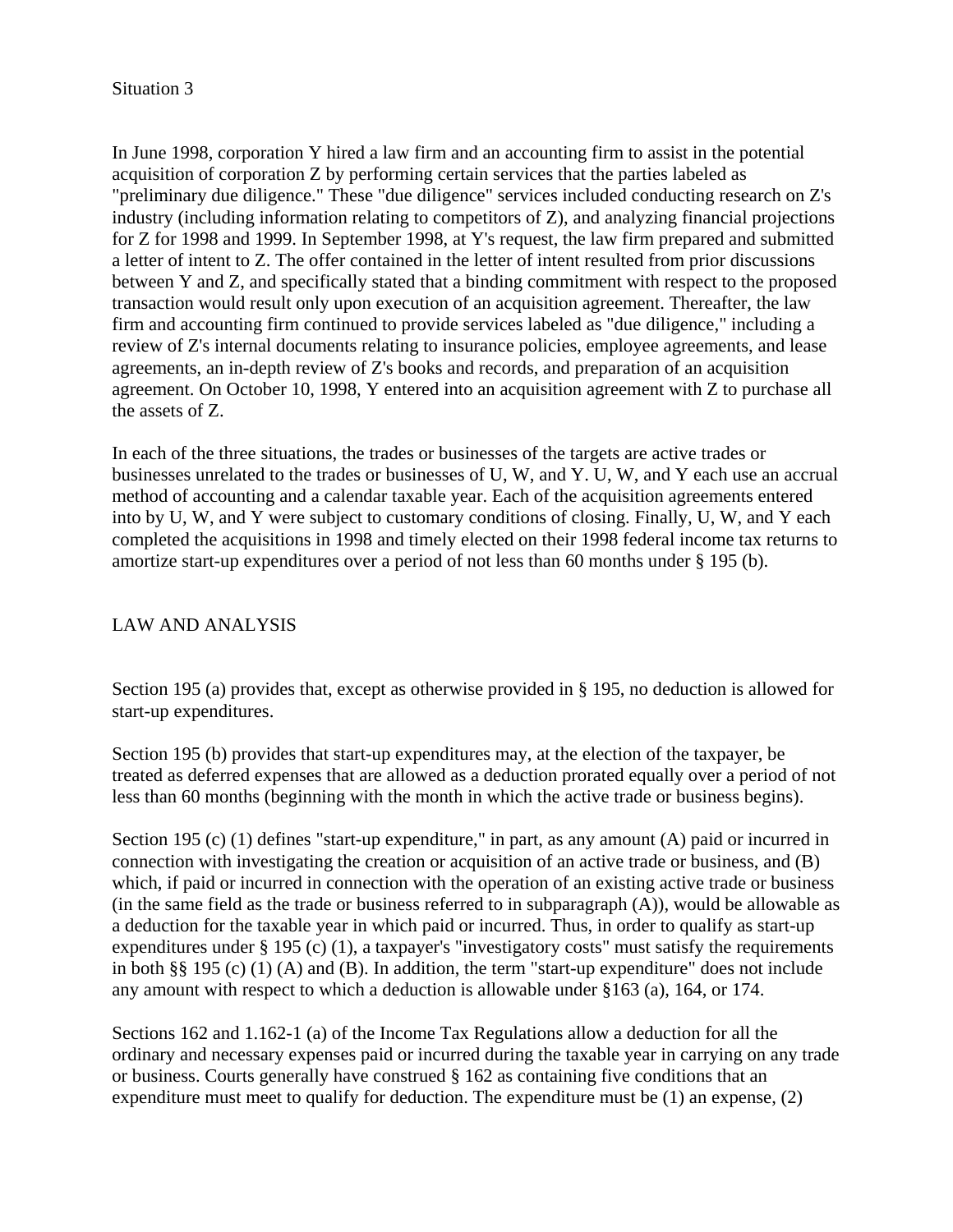Situation 3

In June 1998, corporation Y hired a law firm and an accounting firm to assist in the potential acquisition of corporation Z by performing certain services that the parties labeled as "preliminary due diligence." These "due diligence" services included conducting research on Z's industry (including information relating to competitors of Z), and analyzing financial projections for Z for 1998 and 1999. In September 1998, at Y's request, the law firm prepared and submitted a letter of intent to Z. The offer contained in the letter of intent resulted from prior discussions between Y and Z, and specifically stated that a binding commitment with respect to the proposed transaction would result only upon execution of an acquisition agreement. Thereafter, the law firm and accounting firm continued to provide services labeled as "due diligence," including a review of Z's internal documents relating to insurance policies, employee agreements, and lease agreements, an in-depth review of Z's books and records, and preparation of an acquisition agreement. On October 10, 1998, Y entered into an acquisition agreement with Z to purchase all the assets of Z.

In each of the three situations, the trades or businesses of the targets are active trades or businesses unrelated to the trades or businesses of U, W, and Y. U, W, and Y each use an accrual method of accounting and a calendar taxable year. Each of the acquisition agreements entered into by U, W, and Y were subject to customary conditions of closing. Finally, U, W, and Y each completed the acquisitions in 1998 and timely elected on their 1998 federal income tax returns to amortize start-up expenditures over a period of not less than 60 months under § 195 (b).

## LAW AND ANALYSIS

Section 195 (a) provides that, except as otherwise provided in § 195, no deduction is allowed for start-up expenditures.

Section 195 (b) provides that start-up expenditures may, at the election of the taxpayer, be treated as deferred expenses that are allowed as a deduction prorated equally over a period of not less than 60 months (beginning with the month in which the active trade or business begins).

Section 195 (c) (1) defines "start-up expenditure," in part, as any amount (A) paid or incurred in connection with investigating the creation or acquisition of an active trade or business, and (B) which, if paid or incurred in connection with the operation of an existing active trade or business (in the same field as the trade or business referred to in subparagraph (A)), would be allowable as a deduction for the taxable year in which paid or incurred. Thus, in order to qualify as start-up expenditures under § 195 (c) (1), a taxpayer's "investigatory costs" must satisfy the requirements in both §§ 195 (c) (1) (A) and (B). In addition, the term "start-up expenditure" does not include any amount with respect to which a deduction is allowable under §163 (a), 164, or 174.

Sections 162 and 1.162-1 (a) of the Income Tax Regulations allow a deduction for all the ordinary and necessary expenses paid or incurred during the taxable year in carrying on any trade or business. Courts generally have construed § 162 as containing five conditions that an expenditure must meet to qualify for deduction. The expenditure must be (1) an expense, (2)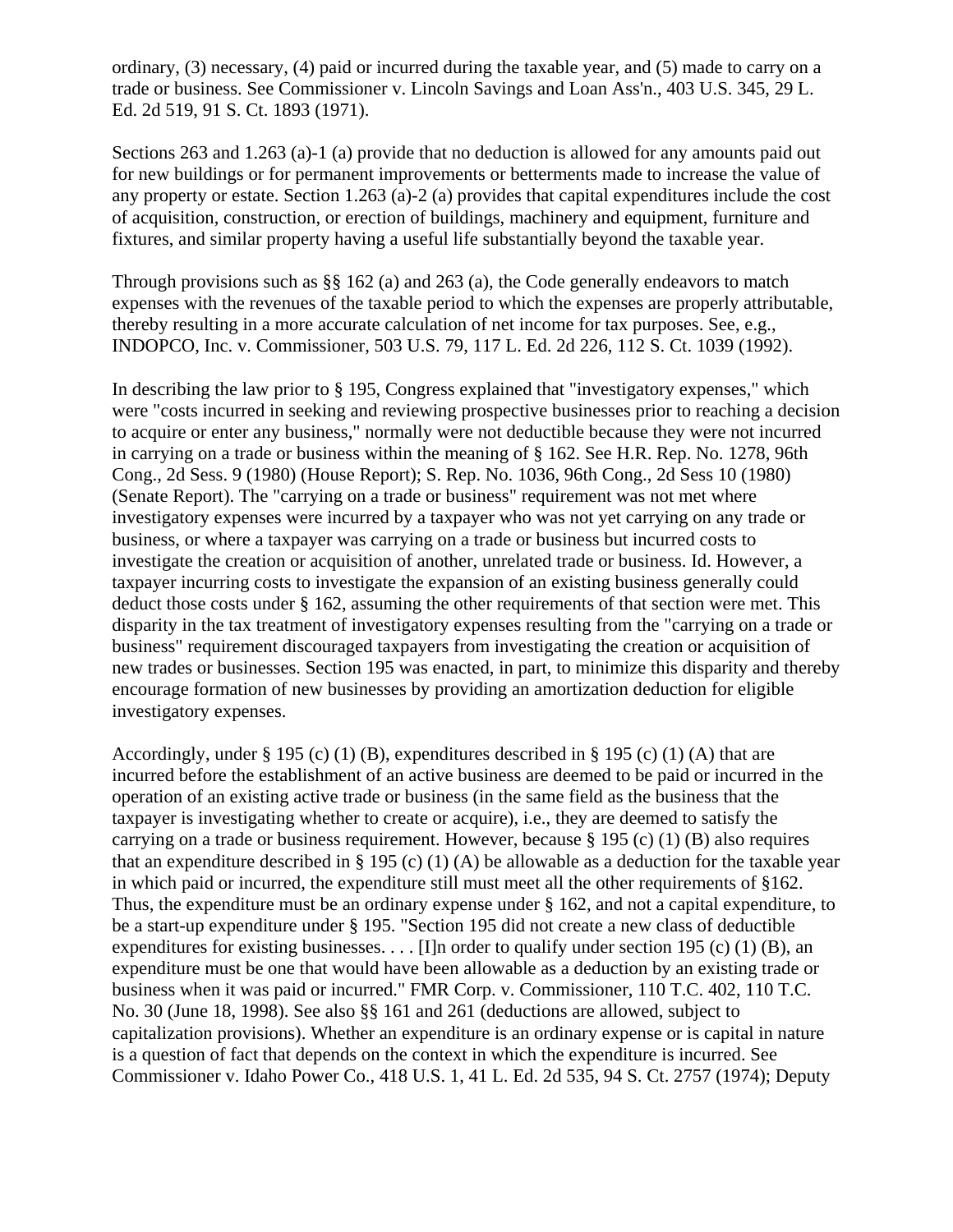ordinary, (3) necessary, (4) paid or incurred during the taxable year, and (5) made to carry on a trade or business. See Commissioner v. Lincoln Savings and Loan Ass'n., 403 U.S. 345, 29 L. Ed. 2d 519, 91 S. Ct. 1893 (1971).

Sections 263 and 1.263 (a)-1 (a) provide that no deduction is allowed for any amounts paid out for new buildings or for permanent improvements or betterments made to increase the value of any property or estate. Section 1.263 (a)-2 (a) provides that capital expenditures include the cost of acquisition, construction, or erection of buildings, machinery and equipment, furniture and fixtures, and similar property having a useful life substantially beyond the taxable year.

Through provisions such as §§ 162 (a) and 263 (a), the Code generally endeavors to match expenses with the revenues of the taxable period to which the expenses are properly attributable, thereby resulting in a more accurate calculation of net income for tax purposes. See, e.g., INDOPCO, Inc. v. Commissioner, 503 U.S. 79, 117 L. Ed. 2d 226, 112 S. Ct. 1039 (1992).

In describing the law prior to § 195, Congress explained that "investigatory expenses," which were "costs incurred in seeking and reviewing prospective businesses prior to reaching a decision to acquire or enter any business," normally were not deductible because they were not incurred in carrying on a trade or business within the meaning of § 162. See H.R. Rep. No. 1278, 96th Cong., 2d Sess. 9 (1980) (House Report); S. Rep. No. 1036, 96th Cong., 2d Sess 10 (1980) (Senate Report). The "carrying on a trade or business" requirement was not met where investigatory expenses were incurred by a taxpayer who was not yet carrying on any trade or business, or where a taxpayer was carrying on a trade or business but incurred costs to investigate the creation or acquisition of another, unrelated trade or business. Id. However, a taxpayer incurring costs to investigate the expansion of an existing business generally could deduct those costs under § 162, assuming the other requirements of that section were met. This disparity in the tax treatment of investigatory expenses resulting from the "carrying on a trade or business" requirement discouraged taxpayers from investigating the creation or acquisition of new trades or businesses. Section 195 was enacted, in part, to minimize this disparity and thereby encourage formation of new businesses by providing an amortization deduction for eligible investigatory expenses.

Accordingly, under § 195 (c) (1) (B), expenditures described in § 195 (c) (1) (A) that are incurred before the establishment of an active business are deemed to be paid or incurred in the operation of an existing active trade or business (in the same field as the business that the taxpayer is investigating whether to create or acquire), i.e., they are deemed to satisfy the carrying on a trade or business requirement. However, because § 195 (c) (1) (B) also requires that an expenditure described in § 195 (c) (1) (A) be allowable as a deduction for the taxable year in which paid or incurred, the expenditure still must meet all the other requirements of §162. Thus, the expenditure must be an ordinary expense under § 162, and not a capital expenditure, to be a start-up expenditure under § 195. "Section 195 did not create a new class of deductible expenditures for existing businesses. . . . [I]n order to qualify under section 195 (c) (1) (B), an expenditure must be one that would have been allowable as a deduction by an existing trade or business when it was paid or incurred." FMR Corp. v. Commissioner, 110 T.C. 402, 110 T.C. No. 30 (June 18, 1998). See also §§ 161 and 261 (deductions are allowed, subject to capitalization provisions). Whether an expenditure is an ordinary expense or is capital in nature is a question of fact that depends on the context in which the expenditure is incurred. See Commissioner v. Idaho Power Co., 418 U.S. 1, 41 L. Ed. 2d 535, 94 S. Ct. 2757 (1974); Deputy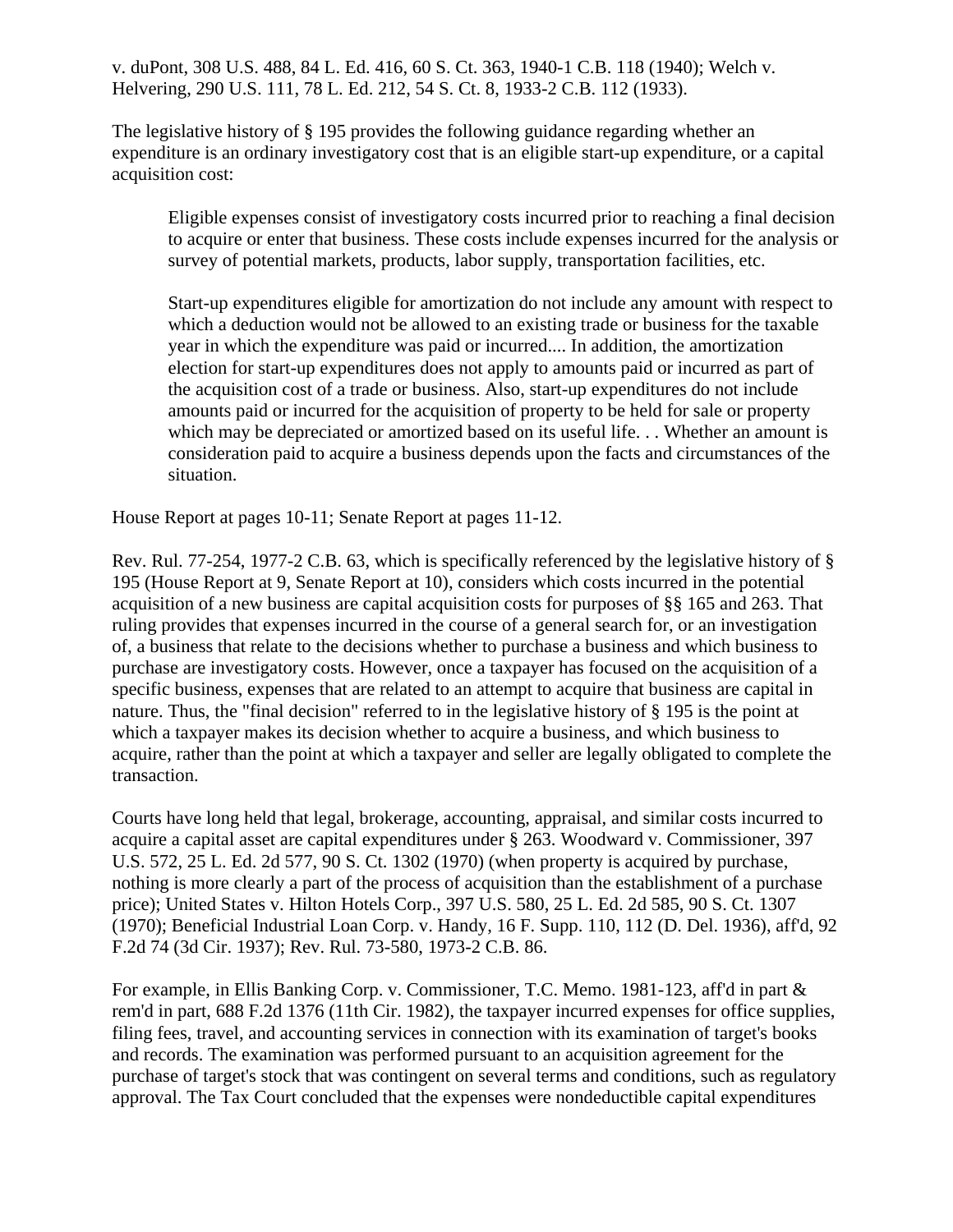v. duPont, 308 U.S. 488, 84 L. Ed. 416, 60 S. Ct. 363, 1940-1 C.B. 118 (1940); Welch v. Helvering, 290 U.S. 111, 78 L. Ed. 212, 54 S. Ct. 8, 1933-2 C.B. 112 (1933).

The legislative history of § 195 provides the following guidance regarding whether an expenditure is an ordinary investigatory cost that is an eligible start-up expenditure, or a capital acquisition cost:

> Eligible expenses consist of investigatory costs incurred prior to reaching a final decision to acquire or enter that business. These costs include expenses incurred for the analysis or survey of potential markets, products, labor supply, transportation facilities, etc.
>
> Start-up expenditures eligible for amortization do not include any amount with respect to which a deduction would not be allowed to an existing trade or business for the taxable year in which the expenditure was paid or incurred.... In addition, the amortization election for start-up expenditures does not apply to amounts paid or incurred as part of the acquisition cost of a trade or business. Also, start-up expenditures do not include amounts paid or incurred for the acquisition of property to be held for sale or property which may be depreciated or amortized based on its useful life. . . Whether an amount is consideration paid to acquire a business depends upon the facts and circumstances of the situation.

House Report at pages 10-11; Senate Report at pages 11-12.

Rev. Rul. 77-254, 1977-2 C.B. 63, which is specifically referenced by the legislative history of § 195 (House Report at 9, Senate Report at 10), considers which costs incurred in the potential acquisition of a new business are capital acquisition costs for purposes of §§ 165 and 263. That ruling provides that expenses incurred in the course of a general search for, or an investigation of, a business that relate to the decisions whether to purchase a business and which business to purchase are investigatory costs. However, once a taxpayer has focused on the acquisition of a specific business, expenses that are related to an attempt to acquire that business are capital in nature. Thus, the "final decision" referred to in the legislative history of § 195 is the point at which a taxpayer makes its decision whether to acquire a business, and which business to acquire, rather than the point at which a taxpayer and seller are legally obligated to complete the transaction.

Courts have long held that legal, brokerage, accounting, appraisal, and similar costs incurred to acquire a capital asset are capital expenditures under § 263. Woodward v. Commissioner, 397 U.S. 572, 25 L. Ed. 2d 577, 90 S. Ct. 1302 (1970) (when property is acquired by purchase, nothing is more clearly a part of the process of acquisition than the establishment of a purchase price); United States v. Hilton Hotels Corp., 397 U.S. 580, 25 L. Ed. 2d 585, 90 S. Ct. 1307 (1970); Beneficial Industrial Loan Corp. v. Handy, 16 F. Supp. 110, 112 (D. Del. 1936), aff'd, 92 F.2d 74 (3d Cir. 1937); Rev. Rul. 73-580, 1973-2 C.B. 86.

For example, in Ellis Banking Corp. v. Commissioner, T.C. Memo. 1981-123, aff'd in part & rem'd in part, 688 F.2d 1376 (11th Cir. 1982), the taxpayer incurred expenses for office supplies, filing fees, travel, and accounting services in connection with its examination of target's books and records. The examination was performed pursuant to an acquisition agreement for the purchase of target's stock that was contingent on several terms and conditions, such as regulatory approval. The Tax Court concluded that the expenses were nondeductible capital expenditures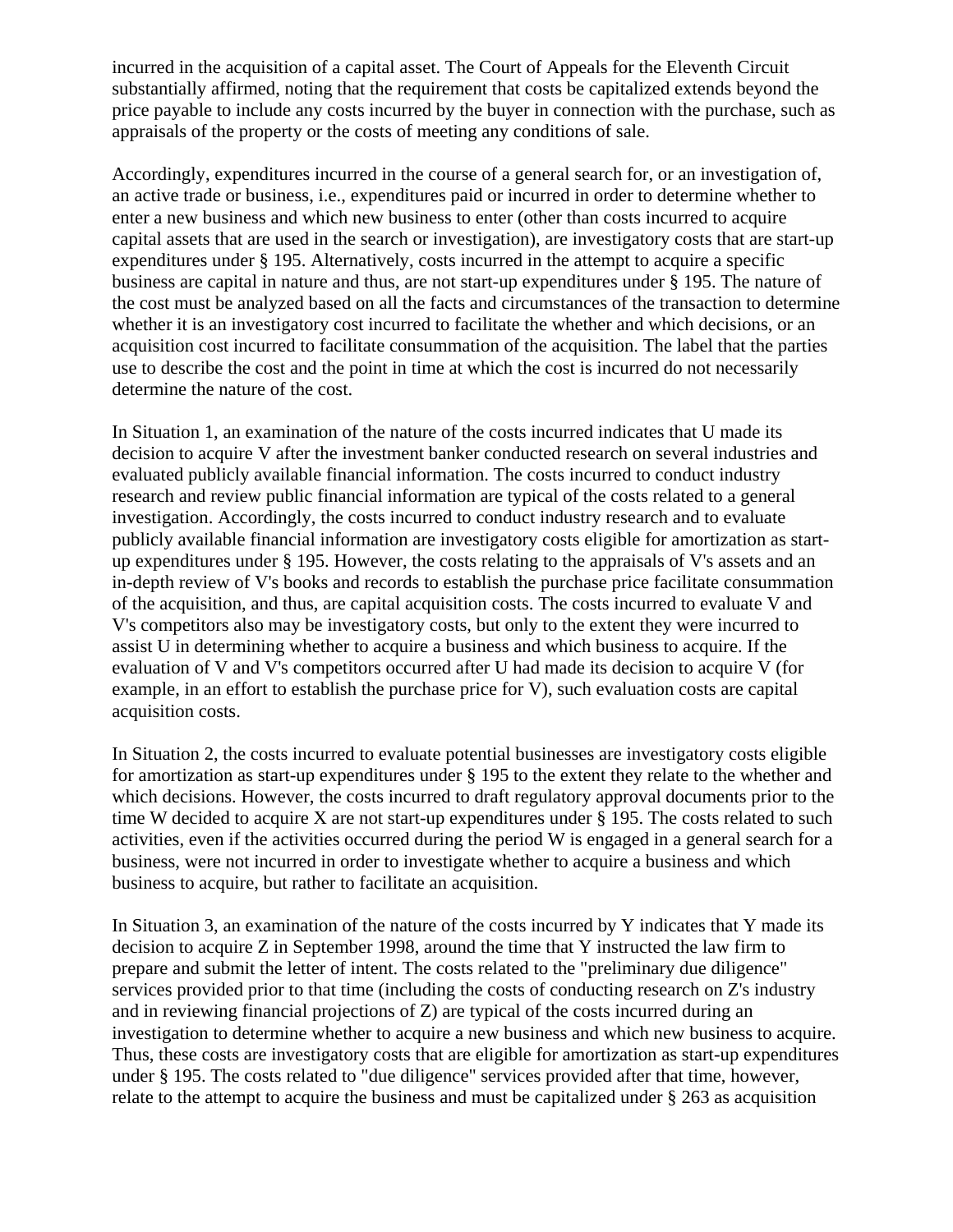incurred in the acquisition of a capital asset. The Court of Appeals for the Eleventh Circuit substantially affirmed, noting that the requirement that costs be capitalized extends beyond the price payable to include any costs incurred by the buyer in connection with the purchase, such as appraisals of the property or the costs of meeting any conditions of sale.

Accordingly, expenditures incurred in the course of a general search for, or an investigation of, an active trade or business, i.e., expenditures paid or incurred in order to determine whether to enter a new business and which new business to enter (other than costs incurred to acquire capital assets that are used in the search or investigation), are investigatory costs that are start-up expenditures under § 195. Alternatively, costs incurred in the attempt to acquire a specific business are capital in nature and thus, are not start-up expenditures under § 195. The nature of the cost must be analyzed based on all the facts and circumstances of the transaction to determine whether it is an investigatory cost incurred to facilitate the whether and which decisions, or an acquisition cost incurred to facilitate consummation of the acquisition. The label that the parties use to describe the cost and the point in time at which the cost is incurred do not necessarily determine the nature of the cost.

In Situation 1, an examination of the nature of the costs incurred indicates that U made its decision to acquire V after the investment banker conducted research on several industries and evaluated publicly available financial information. The costs incurred to conduct industry research and review public financial information are typical of the costs related to a general investigation. Accordingly, the costs incurred to conduct industry research and to evaluate publicly available financial information are investigatory costs eligible for amortization as start-up expenditures under § 195. However, the costs relating to the appraisals of V's assets and an in-depth review of V's books and records to establish the purchase price facilitate consummation of the acquisition, and thus, are capital acquisition costs. The costs incurred to evaluate V and V's competitors also may be investigatory costs, but only to the extent they were incurred to assist U in determining whether to acquire a business and which business to acquire. If the evaluation of V and V's competitors occurred after U had made its decision to acquire V (for example, in an effort to establish the purchase price for V), such evaluation costs are capital acquisition costs.

In Situation 2, the costs incurred to evaluate potential businesses are investigatory costs eligible for amortization as start-up expenditures under § 195 to the extent they relate to the whether and which decisions. However, the costs incurred to draft regulatory approval documents prior to the time W decided to acquire X are not start-up expenditures under § 195. The costs related to such activities, even if the activities occurred during the period W is engaged in a general search for a business, were not incurred in order to investigate whether to acquire a business and which business to acquire, but rather to facilitate an acquisition.

In Situation 3, an examination of the nature of the costs incurred by Y indicates that Y made its decision to acquire Z in September 1998, around the time that Y instructed the law firm to prepare and submit the letter of intent. The costs related to the "preliminary due diligence" services provided prior to that time (including the costs of conducting research on Z's industry and in reviewing financial projections of Z) are typical of the costs incurred during an investigation to determine whether to acquire a new business and which new business to acquire. Thus, these costs are investigatory costs that are eligible for amortization as start-up expenditures under § 195. The costs related to "due diligence" services provided after that time, however, relate to the attempt to acquire the business and must be capitalized under § 263 as acquisition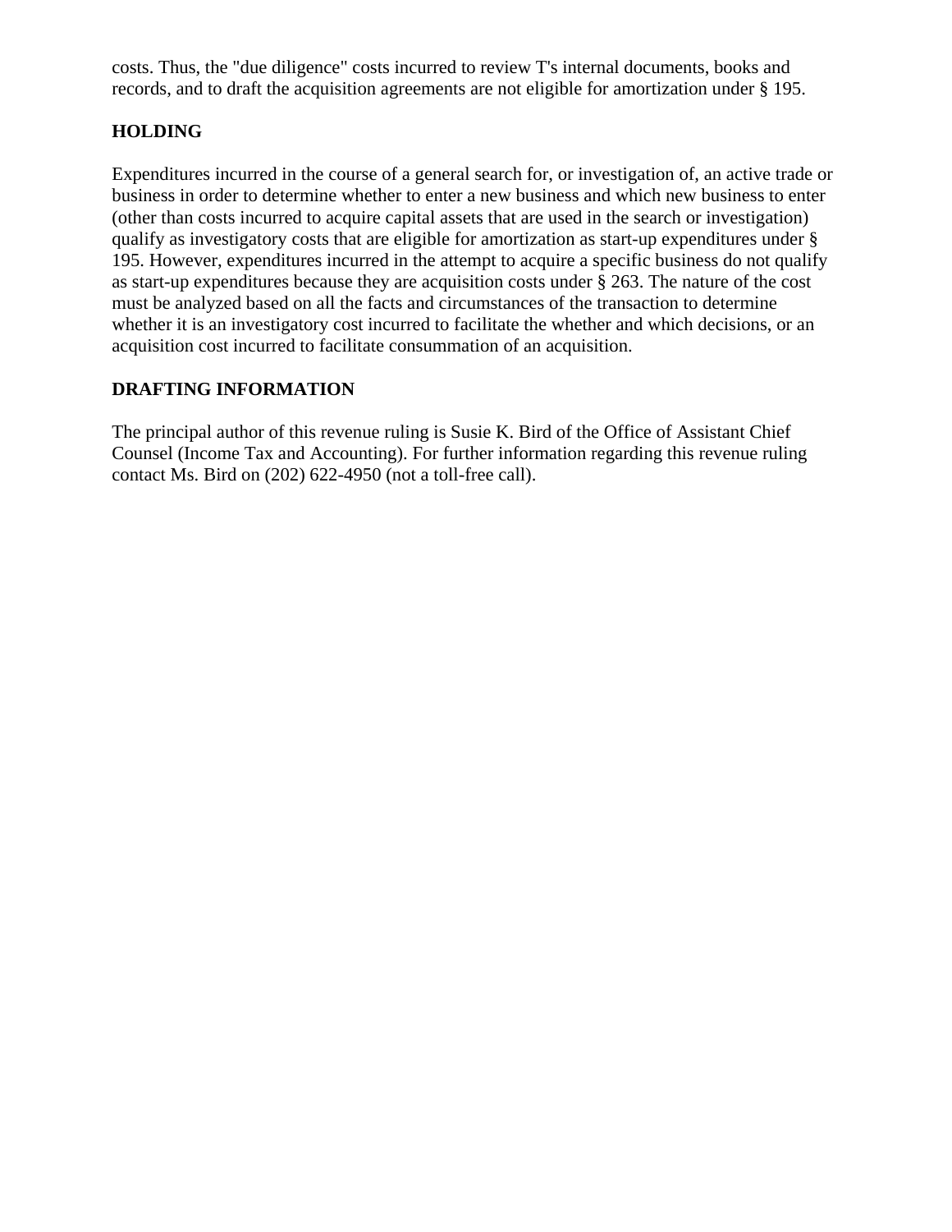costs. Thus, the "due diligence" costs incurred to review T's internal documents, books and records, and to draft the acquisition agreements are not eligible for amortization under § 195.

## HOLDING

Expenditures incurred in the course of a general search for, or investigation of, an active trade or business in order to determine whether to enter a new business and which new business to enter (other than costs incurred to acquire capital assets that are used in the search or investigation) qualify as investigatory costs that are eligible for amortization as start-up expenditures under § 195. However, expenditures incurred in the attempt to acquire a specific business do not qualify as start-up expenditures because they are acquisition costs under § 263. The nature of the cost must be analyzed based on all the facts and circumstances of the transaction to determine whether it is an investigatory cost incurred to facilitate the whether and which decisions, or an acquisition cost incurred to facilitate consummation of an acquisition.

## DRAFTING INFORMATION

The principal author of this revenue ruling is Susie K. Bird of the Office of Assistant Chief Counsel (Income Tax and Accounting). For further information regarding this revenue ruling contact Ms. Bird on (202) 622-4950 (not a toll-free call).